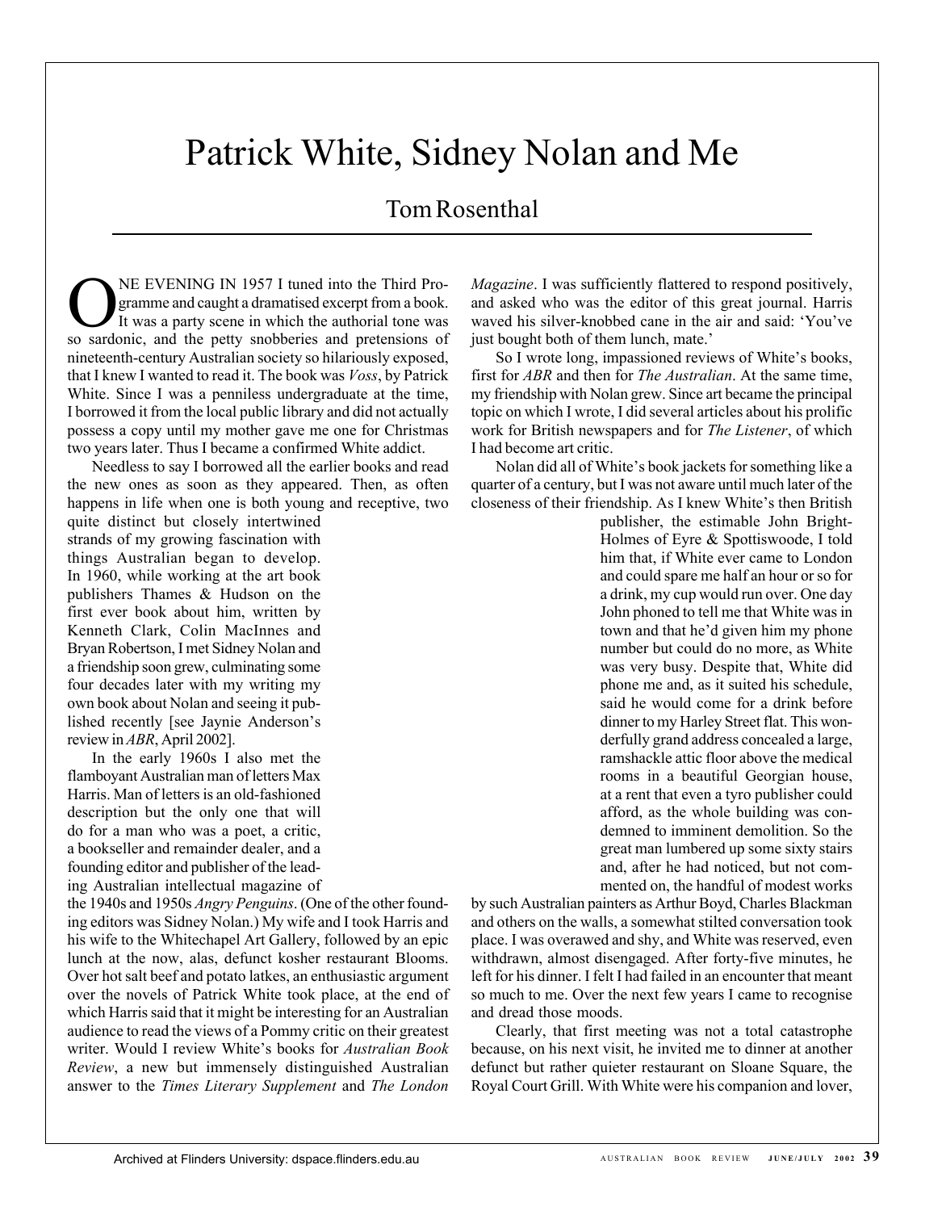# Patrick White, Sidney Nolan and Me

## Tom Rosenthal

ONE EVENING IN 1957 I tuned into the Third Programme and caught a dramatised excerpt from a book. It was a party scene in which the authorial tone was so sardonic, and the petty snobberies and pretensions of nineteenth-century Australian society so hilariously exposed, that I knew I wanted to read it. The book was *Voss*, by Patrick White. Since I was a penniless undergraduate at the time, I borrowed it from the local public library and did not actually possess a copy until my mother gave me one for Christmas two years later. Thus I became a confirmed White addict.

Needless to say I borrowed all the earlier books and read the new ones as soon as they appeared. Then, as often happens in life when one is both young and receptive, two quite distinct but closely intertwined strands of my growing fascination with things Australian began to develop. In 1960, while working at the art book publishers Thames & Hudson on the first ever book about him, written by Kenneth Clark, Colin MacInnes and Bryan Robertson, I met Sidney Nolan and a friendship soon grew, culminating some four decades later with my writing my own book about Nolan and seeing it published recently [see Jaynie Anderson's review in *ABR*, April 2002].

In the early 1960s I also met the flamboyant Australian man of letters Max Harris. Man of letters is an old-fashioned description but the only one that will do for a man who was a poet, a critic, a bookseller and remainder dealer, and a founding editor and publisher of the leading Australian intellectual magazine of the 1940s and 1950s *Angry Penguins*. (One of the other founding editors was Sidney Nolan.) My wife and I took Harris and his wife to the Whitechapel Art Gallery, followed by an epic lunch at the now, alas, defunct kosher restaurant Blooms. Over hot salt beef and potato latkes, an enthusiastic argument over the novels of Patrick White took place, at the end of which Harris said that it might be interesting for an Australian audience to read the views of a Pommy critic on their greatest writer. Would I review White's books for *Australian Book Review*, a new but immensely distinguished Australian answer to the *Times Literary Supplement* and *The London Magazine*. I was sufficiently flattered to respond positively, and asked who was the editor of this great journal. Harris waved his silver-knobbed cane in the air and said: 'You've just bought both of them lunch, mate.'

So I wrote long, impassioned reviews of White's books, first for *ABR* and then for *The Australian*. At the same time, my friendship with Nolan grew. Since art became the principal topic on which I wrote, I did several articles about his prolific work for British newspapers and for *The Listener*, of which I had become art critic.

Nolan did all of White's book jackets for something like a quarter of a century, but I was not aware until much later of the closeness of their friendship. As I knew White's then British publisher, the estimable John Bright-Holmes of Eyre & Spottiswoode, I told him that, if White ever came to London and could spare me half an hour or so for a drink, my cup would run over. One day John phoned to tell me that White was in town and that he'd given him my phone number but could do no more, as White was very busy. Despite that, White did phone me and, as it suited his schedule, said he would come for a drink before dinner to my Harley Street flat. This wonderfully grand address concealed a large, ramshackle attic floor above the medical rooms in a beautiful Georgian house, at a rent that even a tyro publisher could afford, as the whole building was condemned to imminent demolition. So the great man lumbered up some sixty stairs and, after he had noticed, but not commented on, the handful of modest works by such Australian painters as Arthur Boyd, Charles Blackman and others on the walls, a somewhat stilted conversation took place. I was overawed and shy, and White was reserved, even withdrawn, almost disengaged. After forty-five minutes, he left for his dinner. I felt I had failed in an encounter that meant so much to me. Over the next few years I came to recognise and dread those moods.

Clearly, that first meeting was not a total catastrophe because, on his next visit, he invited me to dinner at another defunct but rather quieter restaurant on Sloane Square, the Royal Court Grill. With White were his companion and lover,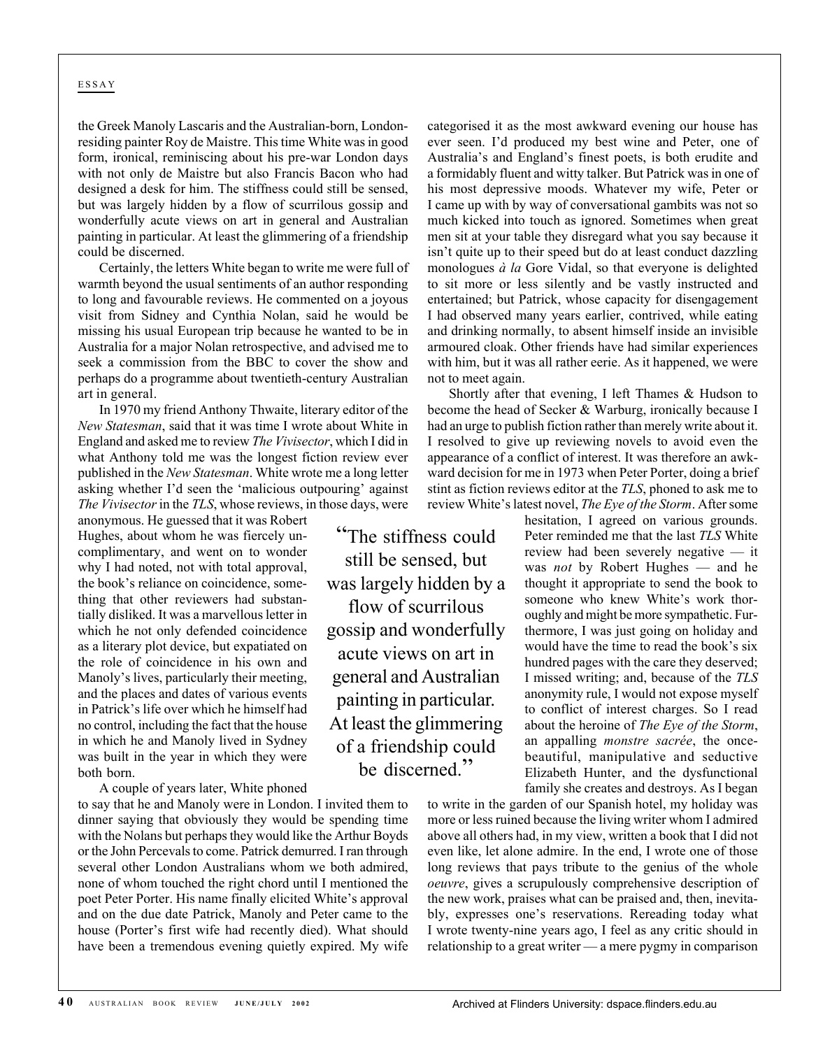the Greek Manoly Lascaris and the Australian-born, London-residing painter Roy de Maistre. This time White was in good form, ironical, reminiscing about his pre-war London days with not only de Maistre but also Francis Bacon who had designed a desk for him. The stiffness could still be sensed, but was largely hidden by a flow of scurrilous gossip and wonderfully acute views on art in general and Australian painting in particular. At least the glimmering of a friendship could be discerned.

Certainly, the letters White began to write me were full of warmth beyond the usual sentiments of an author responding to long and favourable reviews. He commented on a joyous visit from Sidney and Cynthia Nolan, said he would be missing his usual European trip because he wanted to be in Australia for a major Nolan retrospective, and advised me to seek a commission from the BBC to cover the show and perhaps do a programme about twentieth-century Australian art in general.

In 1970 my friend Anthony Thwaite, literary editor of the *New Statesman*, said that it was time I wrote about White in England and asked me to review *The Vivisector*, which I did in what Anthony told me was the longest fiction review ever published in the *New Statesman*. White wrote me a long letter asking whether I'd seen the 'malicious outpouring' against *The Vivisector* in the *TLS*, whose reviews, in those days, were anonymous. He guessed that it was Robert Hughes, about whom he was fiercely uncomplimentary, and went on to wonder why I had noted, not with total approval, the book's reliance on coincidence, something that other reviewers had substantially disliked. It was a marvellous letter in which he not only defended coincidence as a literary plot device, but expatiated on the role of coincidence in his own and Manoly's lives, particularly their meeting, and the places and dates of various events in Patrick's life over which he himself had no control, including the fact that the house in which he and Manoly lived in Sydney was built in the year in which they were both born.

A couple of years later, White phoned to say that he and Manoly were in London. I invited them to dinner saying that obviously they would be spending time with the Nolans but perhaps they would like the Arthur Boyds or the John Percevals to come. Patrick demurred. I ran through several other London Australians whom we both admired, none of whom touched the right chord until I mentioned the poet Peter Porter. His name finally elicited White's approval and on the due date Patrick, Manoly and Peter came to the house (Porter's first wife had recently died). What should have been a tremendous evening quietly expired. My wife categorised it as the most awkward evening our house has ever seen. I'd produced my best wine and Peter, one of Australia's and England's finest poets, is both erudite and a formidably fluent and witty talker. But Patrick was in one of his most depressive moods. Whatever my wife, Peter or I came up with by way of conversational gambits was not so much kicked into touch as ignored. Sometimes when great men sit at your table they disregard what you say because it isn't quite up to their speed but do at least conduct dazzling monologues *à la* Gore Vidal, so that everyone is delighted to sit more or less silently and be vastly instructed and entertained; but Patrick, whose capacity for disengagement I had observed many years earlier, contrived, while eating and drinking normally, to absent himself inside an invisible armoured cloak. Other friends have had similar experiences with him, but it was all rather eerie. As it happened, we were not to meet again.

Shortly after that evening, I left Thames & Hudson to become the head of Secker & Warburg, ironically because I had an urge to publish fiction rather than merely write about it. I resolved to give up reviewing novels to avoid even the appearance of a conflict of interest. It was therefore an awkward decision for me in 1973 when Peter Porter, doing a brief stint as fiction reviews editor at the *TLS*, phoned to ask me to review White's latest novel, *The Eye of the Storm*. After some hesitation, I agreed on various grounds. Peter reminded me that the last *TLS* White review had been severely negative — it was *not* by Robert Hughes — and he thought it appropriate to send the book to someone who knew White's work thoroughly and might be more sympathetic. Furthermore, I was just going on holiday and would have the time to read the book's six hundred pages with the care they deserved; I missed writing; and, because of the *TLS* anonymity rule, I would not expose myself to conflict of interest charges. So I read about the heroine of *The Eye of the Storm*, an appalling *monstre sacrée*, the once-beautiful, manipulative and seductive Elizabeth Hunter, and the dysfunctional family she creates and destroys. As I began to write in the garden of my Spanish hotel, my holiday was more or less ruined because the living writer whom I admired above all others had, in my view, written a book that I did not even like, let alone admire. In the end, I wrote one of those long reviews that pays tribute to the genius of the whole *oeuvre*, gives a scrupulously comprehensive description of the new work, praises what can be praised and, then, inevitably, expresses one's reservations. Rereading today what I wrote twenty-nine years ago, I feel as any critic should in relationship to a great writer — a mere pygmy in comparison

> "The stiffness could still be sensed, but was largely hidden by a flow of scurrilous gossip and wonderfully acute views on art in general and Australian painting in particular. At least the glimmering of a friendship could be discerned."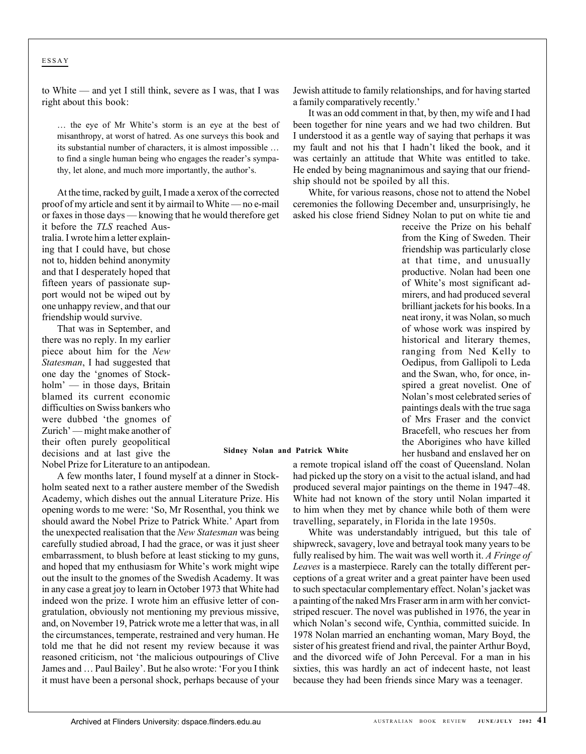to White — and yet I still think, severe as I was, that I was right about this book:

> … the eye of Mr White's storm is an eye at the best of misanthropy, at worst of hatred. As one surveys this book and its substantial number of characters, it is almost impossible … to find a single human being who engages the reader's sympathy, let alone, and much more importantly, the author's.

At the time, racked by guilt, I made a xerox of the corrected proof of my article and sent it by airmail to White — no e-mail or faxes in those days — knowing that he would therefore get it before the *TLS* reached Australia. I wrote him a letter explaining that I could have, but chose not to, hidden behind anonymity and that I desperately hoped that fifteen years of passionate support would not be wiped out by one unhappy review, and that our friendship would survive.

That was in September, and there was no reply. In my earlier piece about him for the *New Statesman*, I had suggested that one day the 'gnomes of Stockholm' — in those days, Britain blamed its current economic difficulties on Swiss bankers who were dubbed 'the gnomes of Zurich' — might make another of their often purely geopolitical decisions and at last give the Nobel Prize for Literature to an antipodean.

A few months later, I found myself at a dinner in Stockholm seated next to a rather austere member of the Swedish Academy, which dishes out the annual Literature Prize. His opening words to me were: 'So, Mr Rosenthal, you think we should award the Nobel Prize to Patrick White.' Apart from the unexpected realisation that the *New Statesman* was being carefully studied abroad, I had the grace, or was it just sheer embarrassment, to blush before at least sticking to my guns, and hoped that my enthusiasm for White's work might wipe out the insult to the gnomes of the Swedish Academy. It was in any case a great joy to learn in October 1973 that White had indeed won the prize. I wrote him an effusive letter of congratulation, obviously not mentioning my previous missive, and, on November 19, Patrick wrote me a letter that was, in all the circumstances, temperate, restrained and very human. He told me that he did not resent my review because it was reasoned criticism, not 'the malicious outpourings of Clive James and … Paul Bailey'. But he also wrote: 'For you I think it must have been a personal shock, perhaps because of your Jewish attitude to family relationships, and for having started a family comparatively recently.'

It was an odd comment in that, by then, my wife and I had been together for nine years and we had two children. But I understood it as a gentle way of saying that perhaps it was my fault and not his that I hadn't liked the book, and it was certainly an attitude that White was entitled to take. He ended by being magnanimous and saying that our friendship should not be spoiled by all this.

White, for various reasons, chose not to attend the Nobel ceremonies the following December and, unsurprisingly, he asked his close friend Sidney Nolan to put on white tie and receive the Prize on his behalf from the King of Sweden. Their friendship was particularly close at that time, and unusually productive. Nolan had been one of White's most significant admirers, and had produced several brilliant jackets for his books. In a neat irony, it was Nolan, so much of whose work was inspired by historical and literary themes, ranging from Ned Kelly to Oedipus, from Gallipoli to Leda and the Swan, who, for once, inspired a great novelist. One of Nolan's most celebrated series of paintings deals with the true saga of Mrs Fraser and the convict Bracefell, who rescues her from the Aborigines who have killed her husband and enslaved her on a remote tropical island off the coast of Queensland. Nolan had picked up the story on a visit to the actual island, and had produced several major paintings on the theme in 1947–48. White had not known of the story until Nolan imparted it to him when they met by chance while both of them were travelling, separately, in Florida in the late 1950s.

**Sidney Nolan and Patrick White**

White was understandably intrigued, but this tale of shipwreck, savagery, love and betrayal took many years to be fully realised by him. The wait was well worth it. *A Fringe of Leaves* is a masterpiece. Rarely can the totally different perceptions of a great writer and a great painter have been used to such spectacular complementary effect. Nolan's jacket was a painting of the naked Mrs Fraser arm in arm with her convict-striped rescuer. The novel was published in 1976, the year in which Nolan's second wife, Cynthia, committed suicide. In 1978 Nolan married an enchanting woman, Mary Boyd, the sister of his greatest friend and rival, the painter Arthur Boyd, and the divorced wife of John Perceval. For a man in his sixties, this was hardly an act of indecent haste, not least because they had been friends since Mary was a teenager.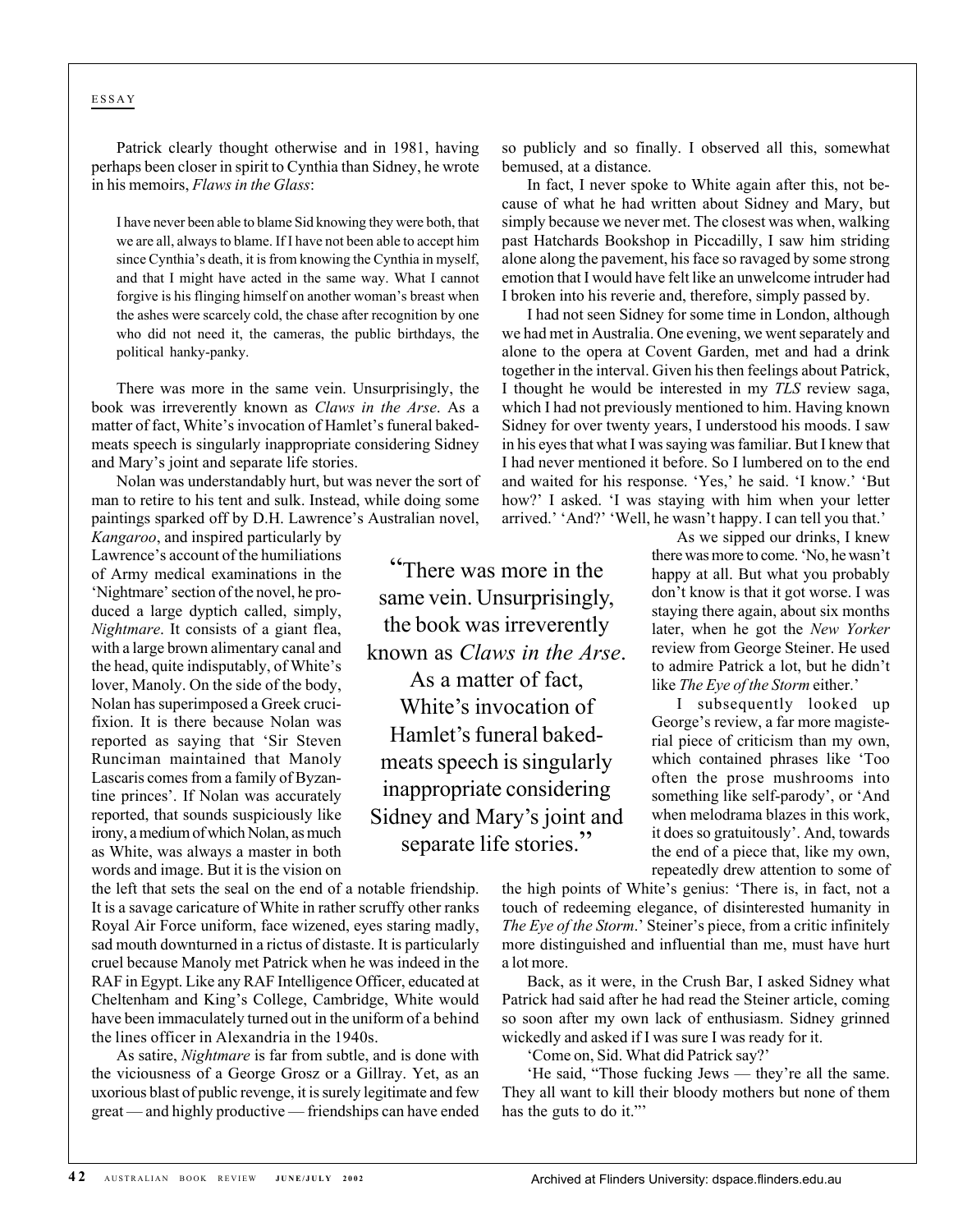Patrick clearly thought otherwise and in 1981, having perhaps been closer in spirit to Cynthia than Sidney, he wrote in his memoirs, *Flaws in the Glass*:

> I have never been able to blame Sid knowing they were both, that we are all, always to blame. If I have not been able to accept him since Cynthia's death, it is from knowing the Cynthia in myself, and that I might have acted in the same way. What I cannot forgive is his flinging himself on another woman's breast when the ashes were scarcely cold, the chase after recognition by one who did not need it, the cameras, the public birthdays, the political hanky-panky.

There was more in the same vein. Unsurprisingly, the book was irreverently known as *Claws in the Arse*. As a matter of fact, White's invocation of Hamlet's funeral baked-meats speech is singularly inappropriate considering Sidney and Mary's joint and separate life stories.

Nolan was understandably hurt, but was never the sort of man to retire to his tent and sulk. Instead, while doing some paintings sparked off by D.H. Lawrence's Australian novel, *Kangaroo*, and inspired particularly by Lawrence's account of the humiliations of Army medical examinations in the 'Nightmare' section of the novel, he produced a large dyptich called, simply, *Nightmare*. It consists of a giant flea, with a large brown alimentary canal and the head, quite indisputably, of White's lover, Manoly. On the side of the body, Nolan has superimposed a Greek crucifixion. It is there because Nolan was reported as saying that 'Sir Steven Runciman maintained that Manoly Lascaris comes from a family of Byzantine princes'. If Nolan was accurately reported, that sounds suspiciously like irony, a medium of which Nolan, as much as White, was always a master in both words and image. But it is the vision on the left that sets the seal on the end of a notable friendship. It is a savage caricature of White in rather scruffy other ranks Royal Air Force uniform, face wizened, eyes staring madly, sad mouth downturned in a rictus of distaste. It is particularly cruel because Manoly met Patrick when he was indeed in the RAF in Egypt. Like any RAF Intelligence Officer, educated at Cheltenham and King's College, Cambridge, White would have been immaculately turned out in the uniform of a behind the lines officer in Alexandria in the 1940s.

> "There was more in the same vein. Unsurprisingly, the book was irreverently known as *Claws in the Arse*. As a matter of fact, White's invocation of Hamlet's funeral baked-meats speech is singularly inappropriate considering Sidney and Mary's joint and separate life stories."

As satire, *Nightmare* is far from subtle, and is done with the viciousness of a George Grosz or a Gillray. Yet, as an uxorious blast of public revenge, it is surely legitimate and few great — and highly productive — friendships can have ended so publicly and so finally. I observed all this, somewhat bemused, at a distance.

In fact, I never spoke to White again after this, not because of what he had written about Sidney and Mary, but simply because we never met. The closest was when, walking past Hatchards Bookshop in Piccadilly, I saw him striding alone along the pavement, his face so ravaged by some strong emotion that I would have felt like an unwelcome intruder had I broken into his reverie and, therefore, simply passed by.

I had not seen Sidney for some time in London, although we had met in Australia. One evening, we went separately and alone to the opera at Covent Garden, met and had a drink together in the interval. Given his then feelings about Patrick, I thought he would be interested in my *TLS* review saga, which I had not previously mentioned to him. Having known Sidney for over twenty years, I understood his moods. I saw in his eyes that what I was saying was familiar. But I knew that I had never mentioned it before. So I lumbered on to the end and waited for his response. 'Yes,' he said. 'I know.' 'But how?' I asked. 'I was staying with him when your letter arrived.' 'And?' 'Well, he wasn't happy. I can tell you that.'

As we sipped our drinks, I knew there was more to come. 'No, he wasn't happy at all. But what you probably don't know is that it got worse. I was staying there again, about six months later, when he got the *New Yorker* review from George Steiner. He used to admire Patrick a lot, but he didn't like *The Eye of the Storm* either.'

I subsequently looked up George's review, a far more magisterial piece of criticism than my own, which contained phrases like 'Too often the prose mushrooms into something like self-parody', or 'And when melodrama blazes in this work, it does so gratuitously'. And, towards the end of a piece that, like my own, repeatedly drew attention to some of the high points of White's genius: 'There is, in fact, not a touch of redeeming elegance, of disinterested humanity in *The Eye of the Storm*.' Steiner's piece, from a critic infinitely more distinguished and influential than me, must have hurt a lot more.

Back, as it were, in the Crush Bar, I asked Sidney what Patrick had said after he had read the Steiner article, coming so soon after my own lack of enthusiasm. Sidney grinned wickedly and asked if I was sure I was ready for it.

'Come on, Sid. What did Patrick say?'

'He said, "Those fucking Jews — they're all the same. They all want to kill their bloody mothers but none of them has the guts to do it."'